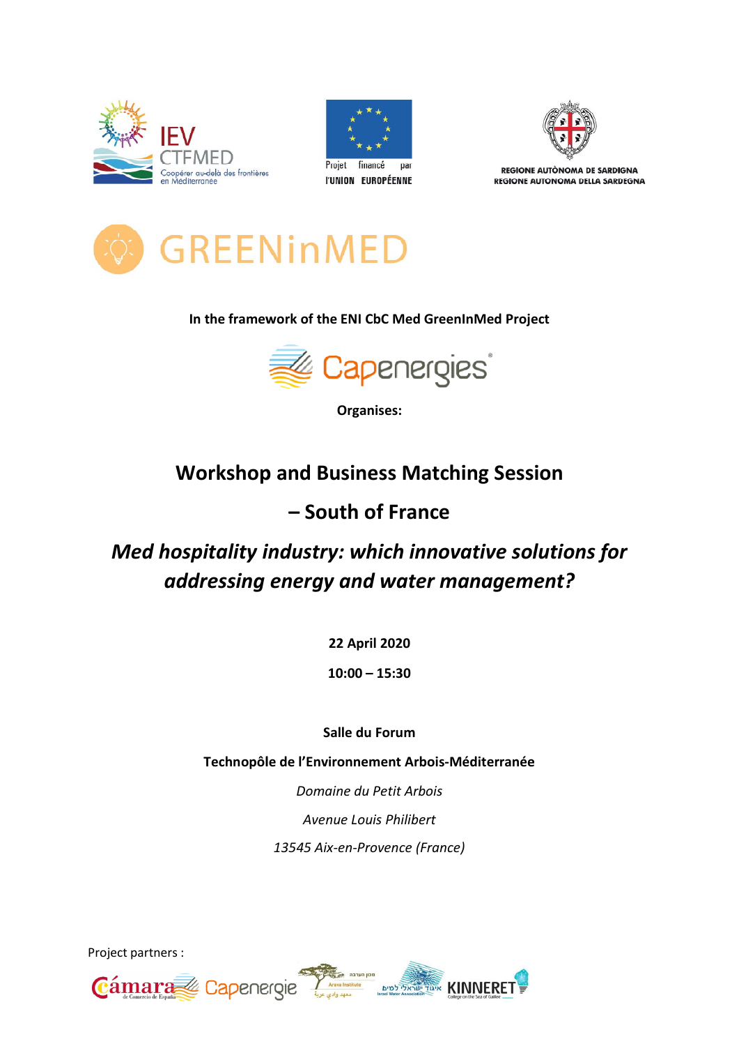IEV CTFMED
Coopérer au-delà des frontières en Méditerranée

Projet financé par l'UNION EUROPÉENNE

REGIONE AUTÒNOMA DE SARDIGNA
REGIONE AUTONOMA DELLA SARDEGNA

# GREENinMED

**In the framework of the ENI CbC Med GreenInMed Project**

Capenergies

**Organises:**

## Workshop and Business Matching Session

## – South of France

## *Med hospitality industry: which innovative solutions for addressing energy and water management?*

**22 April 2020**

**10:00 – 15:30**

**Salle du Forum**

**Technopôle de l'Environnement Arbois-Méditerranée**

*Domaine du Petit Arbois*

*Avenue Louis Philibert*

*13545 Aix-en-Provence (France)*

Project partners :

Cámara de Comercio de España — Capenergie — Arava Institute — Israel Water Association — KINNERET College on the Sea of Galilee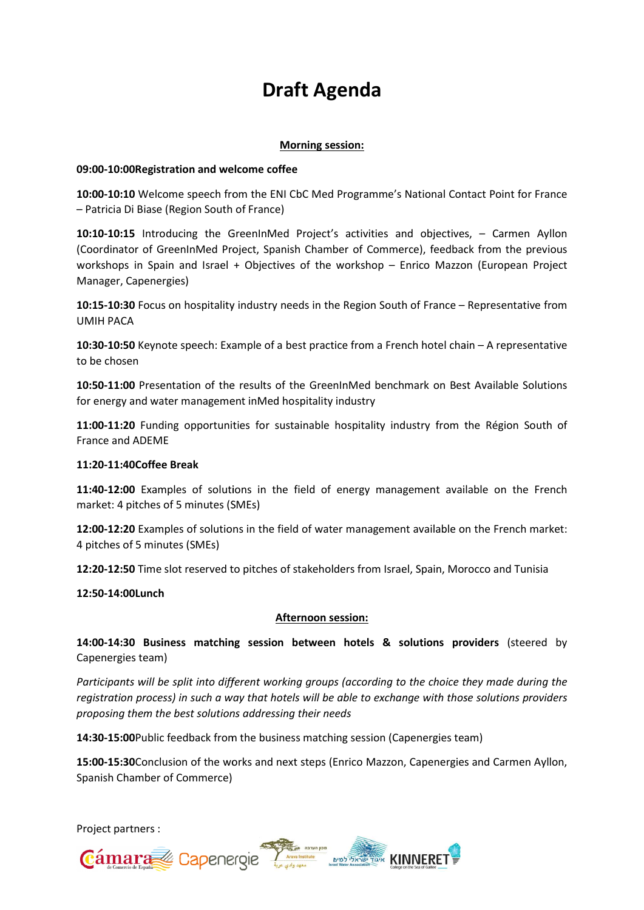# Draft Agenda

**Morning session:**

**09:00-10:00Registration and welcome coffee**

**10:00-10:10** Welcome speech from the ENI CbC Med Programme's National Contact Point for France – Patricia Di Biase (Region South of France)

**10:10-10:15** Introducing the GreenInMed Project's activities and objectives, – Carmen Ayllon (Coordinator of GreenInMed Project, Spanish Chamber of Commerce), feedback from the previous workshops in Spain and Israel + Objectives of the workshop – Enrico Mazzon (European Project Manager, Capenergies)

**10:15-10:30** Focus on hospitality industry needs in the Region South of France – Representative from UMIH PACA

**10:30-10:50** Keynote speech: Example of a best practice from a French hotel chain – A representative to be chosen

**10:50-11:00** Presentation of the results of the GreenInMed benchmark on Best Available Solutions for energy and water management inMed hospitality industry

**11:00-11:20** Funding opportunities for sustainable hospitality industry from the Région South of France and ADEME

**11:20-11:40Coffee Break**

**11:40-12:00** Examples of solutions in the field of energy management available on the French market: 4 pitches of 5 minutes (SMEs)

**12:00-12:20** Examples of solutions in the field of water management available on the French market: 4 pitches of 5 minutes (SMEs)

**12:20-12:50** Time slot reserved to pitches of stakeholders from Israel, Spain, Morocco and Tunisia

**12:50-14:00Lunch**

**Afternoon session:**

**14:00-14:30 Business matching session between hotels & solutions providers** (steered by Capenergies team)

*Participants will be split into different working groups (according to the choice they made during the registration process) in such a way that hotels will be able to exchange with those solutions providers proposing them the best solutions addressing their needs*

**14:30-15:00**Public feedback from the business matching session (Capenergies team)

**15:00-15:30**Conclusion of the works and next steps (Enrico Mazzon, Capenergies and Carmen Ayllon, Spanish Chamber of Commerce)

Project partners :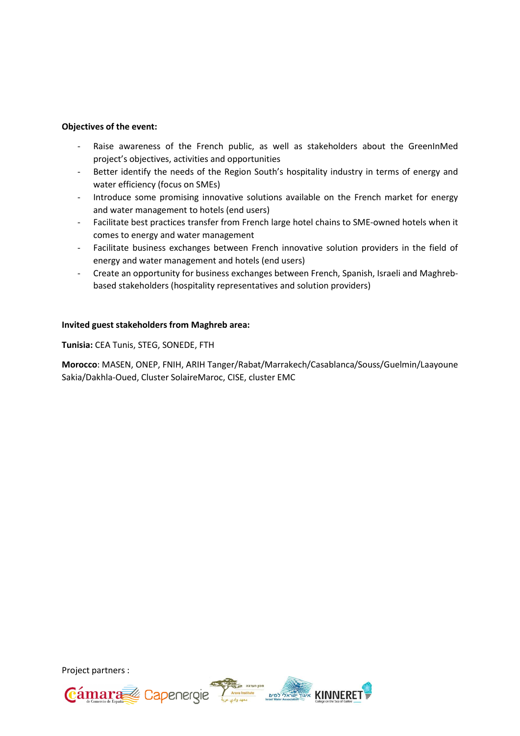**Objectives of the event:**

- Raise awareness of the French public, as well as stakeholders about the GreenInMed project's objectives, activities and opportunities
- Better identify the needs of the Region South's hospitality industry in terms of energy and water efficiency (focus on SMEs)
- Introduce some promising innovative solutions available on the French market for energy and water management to hotels (end users)
- Facilitate best practices transfer from French large hotel chains to SME-owned hotels when it comes to energy and water management
- Facilitate business exchanges between French innovative solution providers in the field of energy and water management and hotels (end users)
- Create an opportunity for business exchanges between French, Spanish, Israeli and Maghreb-based stakeholders (hospitality representatives and solution providers)

**Invited guest stakeholders from Maghreb area:**

**Tunisia:** CEA Tunis, STEG, SONEDE, FTH

**Morocco**: MASEN, ONEP, FNIH, ARIH Tanger/Rabat/Marrakech/Casablanca/Souss/Guelmin/Laayoune Sakia/Dakhla-Oued, Cluster SolaireMaroc, CISE, cluster EMC

Project partners :

Cámara de Comercio de España Capenergie Arava Institute Israel Water Association KINNERET College on the Sea of Galilee